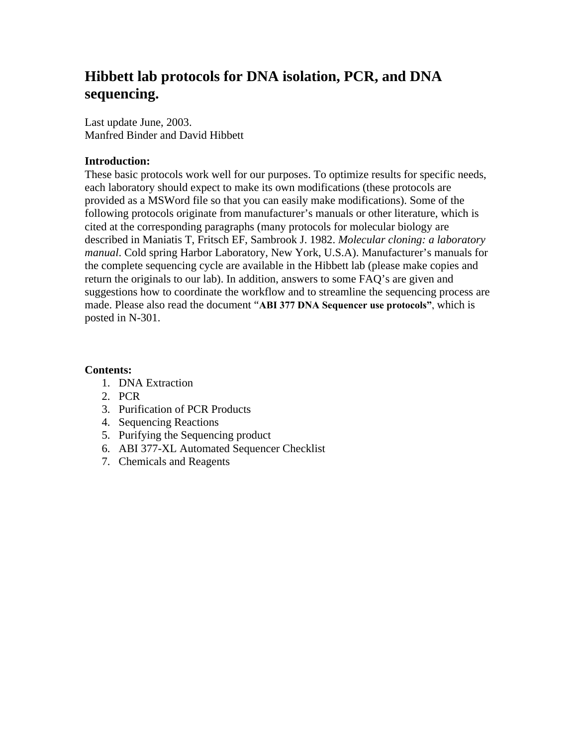# Hibbett lab protocols for DNA isolation, PCR, and DNA sequencing.

Last update June, 2003.
Manfred Binder and David Hibbett

**Introduction:**
These basic protocols work well for our purposes. To optimize results for specific needs, each laboratory should expect to make its own modifications (these protocols are provided as a MSWord file so that you can easily make modifications). Some of the following protocols originate from manufacturer's manuals or other literature, which is cited at the corresponding paragraphs (many protocols for molecular biology are described in Maniatis T, Fritsch EF, Sambrook J. 1982. *Molecular cloning: a laboratory manual*. Cold spring Harbor Laboratory, New York, U.S.A). Manufacturer's manuals for the complete sequencing cycle are available in the Hibbett lab (please make copies and return the originals to our lab). In addition, answers to some FAQ's are given and suggestions how to coordinate the workflow and to streamline the sequencing process are made. Please also read the document "**ABI 377 DNA Sequencer use protocols"**, which is posted in N-301.

**Contents:**

1. DNA Extraction
2. PCR
3. Purification of PCR Products
4. Sequencing Reactions
5. Purifying the Sequencing product
6. ABI 377-XL Automated Sequencer Checklist
7. Chemicals and Reagents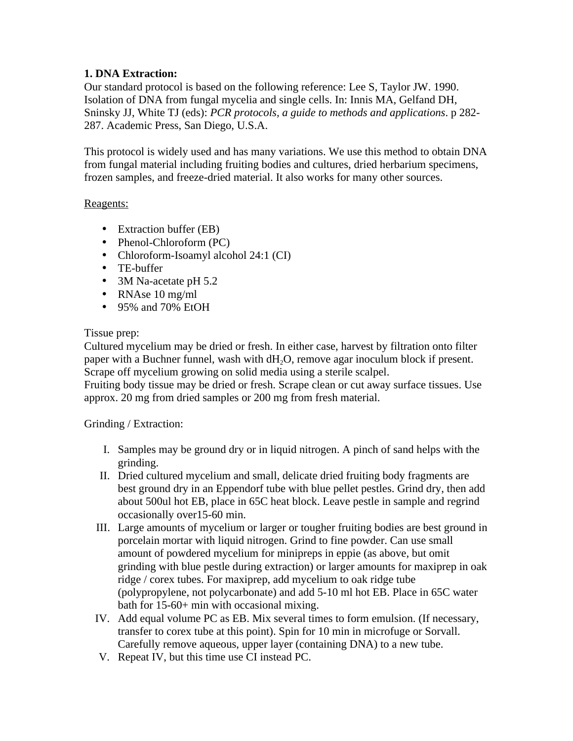**1. DNA Extraction:**

Our standard protocol is based on the following reference: Lee S, Taylor JW. 1990. Isolation of DNA from fungal mycelia and single cells. In: Innis MA, Gelfand DH, Sninsky JJ, White TJ (eds): *PCR protocols, a guide to methods and applications*. p 282-287. Academic Press, San Diego, U.S.A.

This protocol is widely used and has many variations. We use this method to obtain DNA from fungal material including fruiting bodies and cultures, dried herbarium specimens, frozen samples, and freeze-dried material. It also works for many other sources.

Reagents:

- Extraction buffer (EB)
- Phenol-Chloroform (PC)
- Chloroform-Isoamyl alcohol 24:1 (CI)
- TE-buffer
- 3M Na-acetate pH 5.2
- RNAse 10 mg/ml
- 95% and 70% EtOH

Tissue prep:

Cultured mycelium may be dried or fresh. In either case, harvest by filtration onto filter paper with a Buchner funnel, wash with $dH_2O$, remove agar inoculum block if present. Scrape off mycelium growing on solid media using a sterile scalpel.

Fruiting body tissue may be dried or fresh. Scrape clean or cut away surface tissues. Use approx. 20 mg from dried samples or 200 mg from fresh material.

Grinding / Extraction:

I. Samples may be ground dry or in liquid nitrogen. A pinch of sand helps with the grinding.
II. Dried cultured mycelium and small, delicate dried fruiting body fragments are best ground dry in an Eppendorf tube with blue pellet pestles. Grind dry, then add about 500ul hot EB, place in 65C heat block. Leave pestle in sample and regrind occasionally over15-60 min.
III. Large amounts of mycelium or larger or tougher fruiting bodies are best ground in porcelain mortar with liquid nitrogen. Grind to fine powder. Can use small amount of powdered mycelium for minipreps in eppie (as above, but omit grinding with blue pestle during extraction) or larger amounts for maxiprep in oak ridge / corex tubes. For maxiprep, add mycelium to oak ridge tube (polypropylene, not polycarbonate) and add 5-10 ml hot EB. Place in 65C water bath for 15-60+ min with occasional mixing.
IV. Add equal volume PC as EB. Mix several times to form emulsion. (If necessary, transfer to corex tube at this point). Spin for 10 min in microfuge or Sorvall. Carefully remove aqueous, upper layer (containing DNA) to a new tube.
V. Repeat IV, but this time use CI instead PC.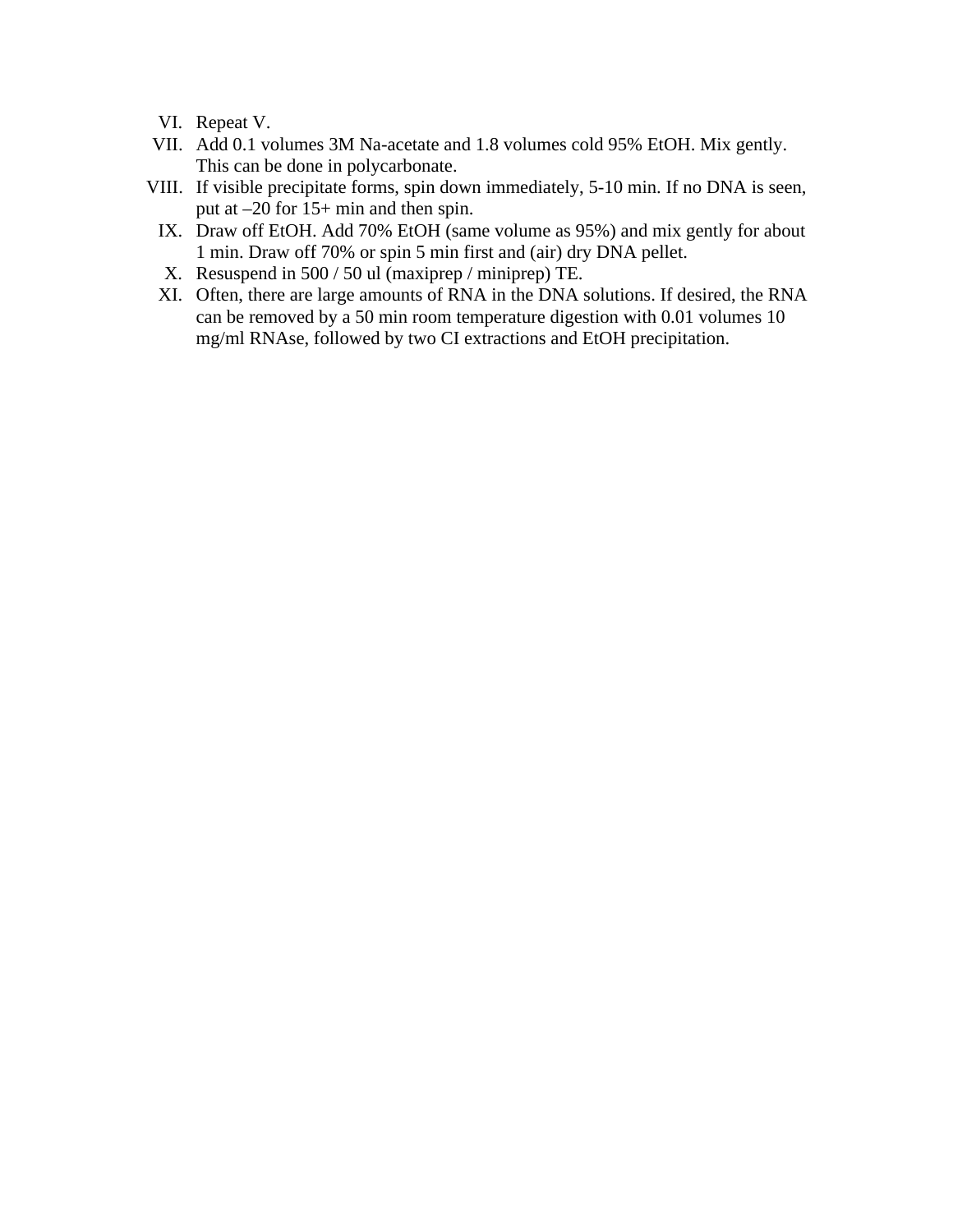VI. Repeat V.

VII. Add 0.1 volumes 3M Na-acetate and 1.8 volumes cold 95% EtOH. Mix gently. This can be done in polycarbonate.

VIII. If visible precipitate forms, spin down immediately, 5-10 min. If no DNA is seen, put at –20 for 15+ min and then spin.

IX. Draw off EtOH. Add 70% EtOH (same volume as 95%) and mix gently for about 1 min. Draw off 70% or spin 5 min first and (air) dry DNA pellet.

X. Resuspend in 500 / 50 ul (maxiprep / miniprep) TE.

XI. Often, there are large amounts of RNA in the DNA solutions. If desired, the RNA can be removed by a 50 min room temperature digestion with 0.01 volumes 10 mg/ml RNAse, followed by two CI extractions and EtOH precipitation.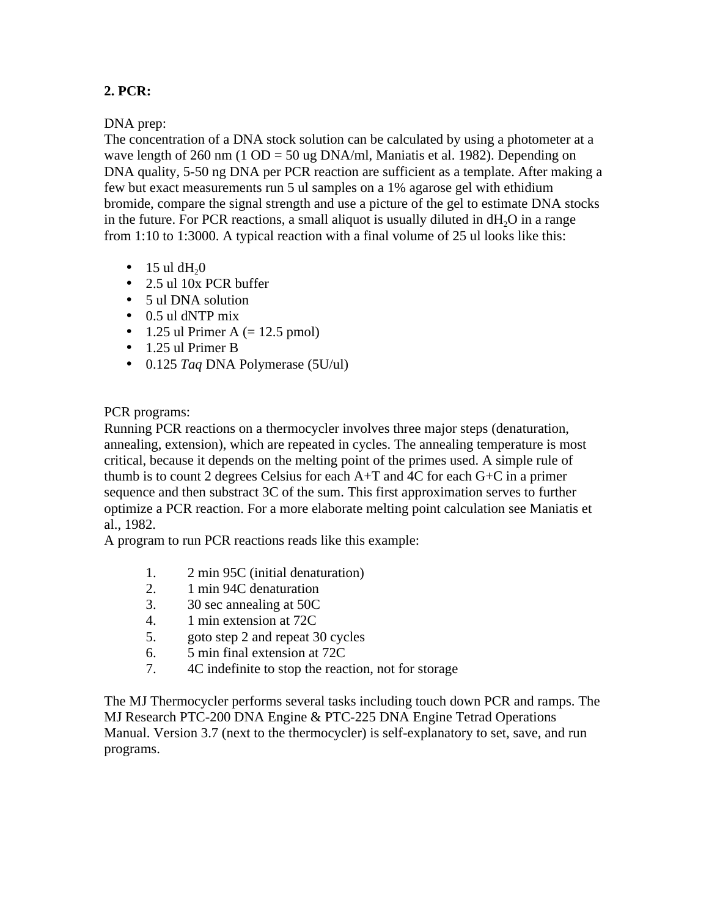**2. PCR:**

DNA prep:
The concentration of a DNA stock solution can be calculated by using a photometer at a wave length of 260 nm (1 OD = 50 ug DNA/ml, Maniatis et al. 1982). Depending on DNA quality, 5-50 ng DNA per PCR reaction are sufficient as a template. After making a few but exact measurements run 5 ul samples on a 1% agarose gel with ethidium bromide, compare the signal strength and use a picture of the gel to estimate DNA stocks in the future. For PCR reactions, a small aliquot is usually diluted in $dH_2O$ in a range from 1:10 to 1:3000. A typical reaction with a final volume of 25 ul looks like this:

- 15 ul $dH_20$
- 2.5 ul 10x PCR buffer
- 5 ul DNA solution
- 0.5 ul dNTP mix
- 1.25 ul Primer A (= 12.5 pmol)
- 1.25 ul Primer B
- 0.125 *Taq* DNA Polymerase (5U/ul)

PCR programs:
Running PCR reactions on a thermocycler involves three major steps (denaturation, annealing, extension), which are repeated in cycles. The annealing temperature is most critical, because it depends on the melting point of the primes used. A simple rule of thumb is to count 2 degrees Celsius for each A+T and 4C for each G+C in a primer sequence and then substract 3C of the sum. This first approximation serves to further optimize a PCR reaction. For a more elaborate melting point calculation see Maniatis et al., 1982.
A program to run PCR reactions reads like this example:

1. 2 min 95C (initial denaturation)
2. 1 min 94C denaturation
3. 30 sec annealing at 50C
4. 1 min extension at 72C
5. goto step 2 and repeat 30 cycles
6. 5 min final extension at 72C
7. 4C indefinite to stop the reaction, not for storage

The MJ Thermocycler performs several tasks including touch down PCR and ramps. The MJ Research PTC-200 DNA Engine & PTC-225 DNA Engine Tetrad Operations Manual. Version 3.7 (next to the thermocycler) is self-explanatory to set, save, and run programs.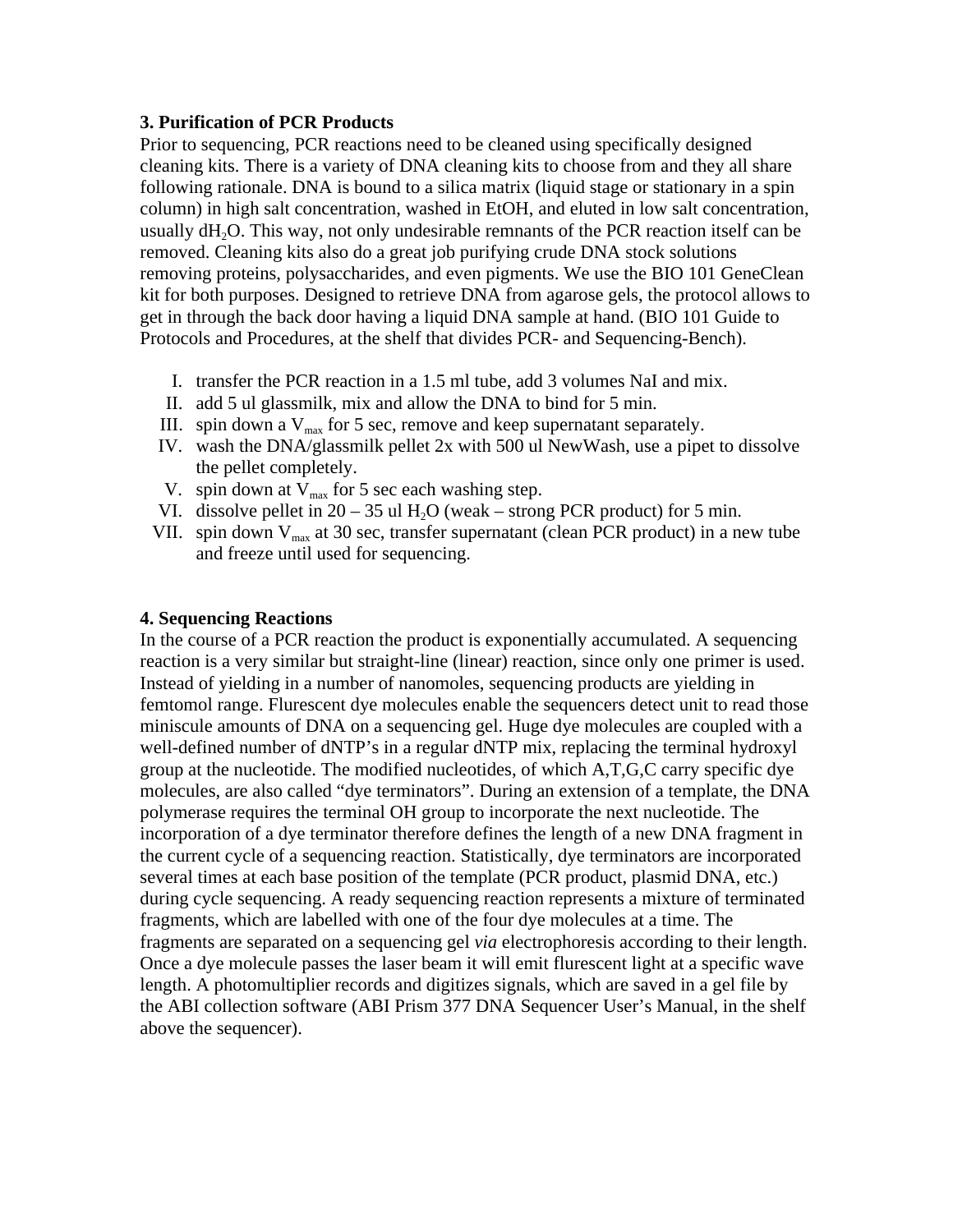### 3. Purification of PCR Products

Prior to sequencing, PCR reactions need to be cleaned using specifically designed cleaning kits. There is a variety of DNA cleaning kits to choose from and they all share following rationale. DNA is bound to a silica matrix (liquid stage or stationary in a spin column) in high salt concentration, washed in EtOH, and eluted in low salt concentration, usually $dH_2O$. This way, not only undesirable remnants of the PCR reaction itself can be removed. Cleaning kits also do a great job purifying crude DNA stock solutions removing proteins, polysaccharides, and even pigments. We use the BIO 101 GeneClean kit for both purposes. Designed to retrieve DNA from agarose gels, the protocol allows to get in through the back door having a liquid DNA sample at hand. (BIO 101 Guide to Protocols and Procedures, at the shelf that divides PCR- and Sequencing-Bench).

I. transfer the PCR reaction in a 1.5 ml tube, add 3 volumes NaI and mix.
II. add 5 ul glassmilk, mix and allow the DNA to bind for 5 min.
III. spin down a $V_{max}$ for 5 sec, remove and keep supernatant separately.
IV. wash the DNA/glassmilk pellet 2x with 500 ul NewWash, use a pipet to dissolve the pellet completely.
V. spin down at $V_{max}$ for 5 sec each washing step.
VI. dissolve pellet in 20 – 35 ul $H_2O$ (weak – strong PCR product) for 5 min.
VII. spin down $V_{max}$ at 30 sec, transfer supernatant (clean PCR product) in a new tube and freeze until used for sequencing.

### 4. Sequencing Reactions

In the course of a PCR reaction the product is exponentially accumulated. A sequencing reaction is a very similar but straight-line (linear) reaction, since only one primer is used. Instead of yielding in a number of nanomoles, sequencing products are yielding in femtomol range. Flurescent dye molecules enable the sequencers detect unit to read those miniscule amounts of DNA on a sequencing gel. Huge dye molecules are coupled with a well-defined number of dNTP's in a regular dNTP mix, replacing the terminal hydroxyl group at the nucleotide. The modified nucleotides, of which A,T,G,C carry specific dye molecules, are also called "dye terminators". During an extension of a template, the DNA polymerase requires the terminal OH group to incorporate the next nucleotide. The incorporation of a dye terminator therefore defines the length of a new DNA fragment in the current cycle of a sequencing reaction. Statistically, dye terminators are incorporated several times at each base position of the template (PCR product, plasmid DNA, etc.) during cycle sequencing. A ready sequencing reaction represents a mixture of terminated fragments, which are labelled with one of the four dye molecules at a time. The fragments are separated on a sequencing gel *via* electrophoresis according to their length. Once a dye molecule passes the laser beam it will emit flurescent light at a specific wave length. A photomultiplier records and digitizes signals, which are saved in a gel file by the ABI collection software (ABI Prism 377 DNA Sequencer User's Manual, in the shelf above the sequencer).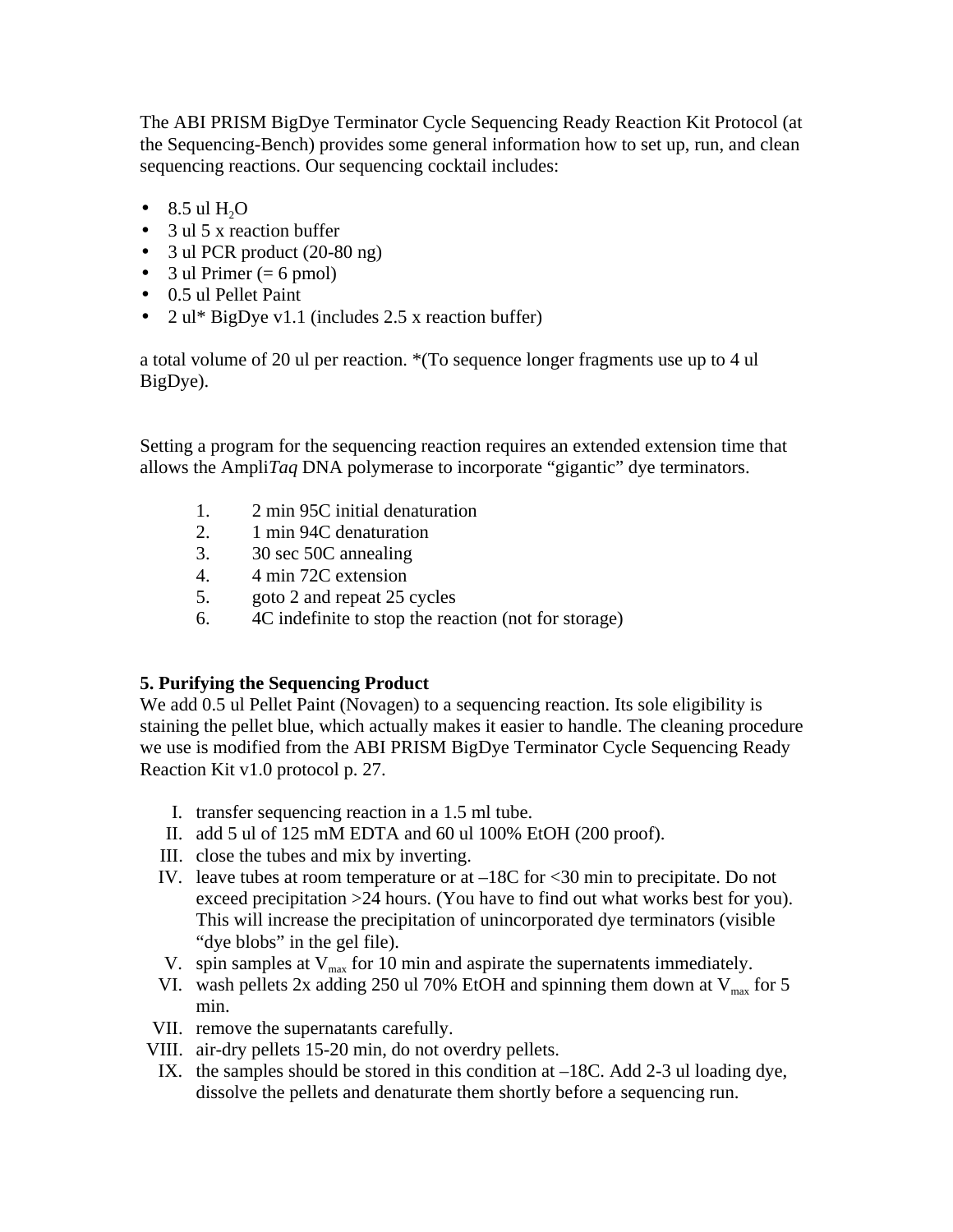The ABI PRISM BigDye Terminator Cycle Sequencing Ready Reaction Kit Protocol (at the Sequencing-Bench) provides some general information how to set up, run, and clean sequencing reactions. Our sequencing cocktail includes:

- 8.5 ul $H_2O$
- 3 ul 5 x reaction buffer
- 3 ul PCR product (20-80 ng)
- 3 ul Primer (= 6 pmol)
- 0.5 ul Pellet Paint
- 2 ul* BigDye v1.1 (includes 2.5 x reaction buffer)

a total volume of 20 ul per reaction. *(To sequence longer fragments use up to 4 ul BigDye).

Setting a program for the sequencing reaction requires an extended extension time that allows the Ampli*Taq* DNA polymerase to incorporate "gigantic" dye terminators.

1. 2 min 95C initial denaturation
2. 1 min 94C denaturation
3. 30 sec 50C annealing
4. 4 min 72C extension
5. goto 2 and repeat 25 cycles
6. 4C indefinite to stop the reaction (not for storage)

**5. Purifying the Sequencing Product**

We add 0.5 ul Pellet Paint (Novagen) to a sequencing reaction. Its sole eligibility is staining the pellet blue, which actually makes it easier to handle. The cleaning procedure we use is modified from the ABI PRISM BigDye Terminator Cycle Sequencing Ready Reaction Kit v1.0 protocol p. 27.

I. transfer sequencing reaction in a 1.5 ml tube.
II. add 5 ul of 125 mM EDTA and 60 ul 100% EtOH (200 proof).
III. close the tubes and mix by inverting.
IV. leave tubes at room temperature or at –18C for <30 min to precipitate. Do not exceed precipitation >24 hours. (You have to find out what works best for you). This will increase the precipitation of unincorporated dye terminators (visible "dye blobs" in the gel file).
V. spin samples at $V_{max}$ for 10 min and aspirate the supernatents immediately.
VI. wash pellets 2x adding 250 ul 70% EtOH and spinning them down at $V_{max}$ for 5 min.
VII. remove the supernatants carefully.
VIII. air-dry pellets 15-20 min, do not overdry pellets.
IX. the samples should be stored in this condition at –18C. Add 2-3 ul loading dye, dissolve the pellets and denaturate them shortly before a sequencing run.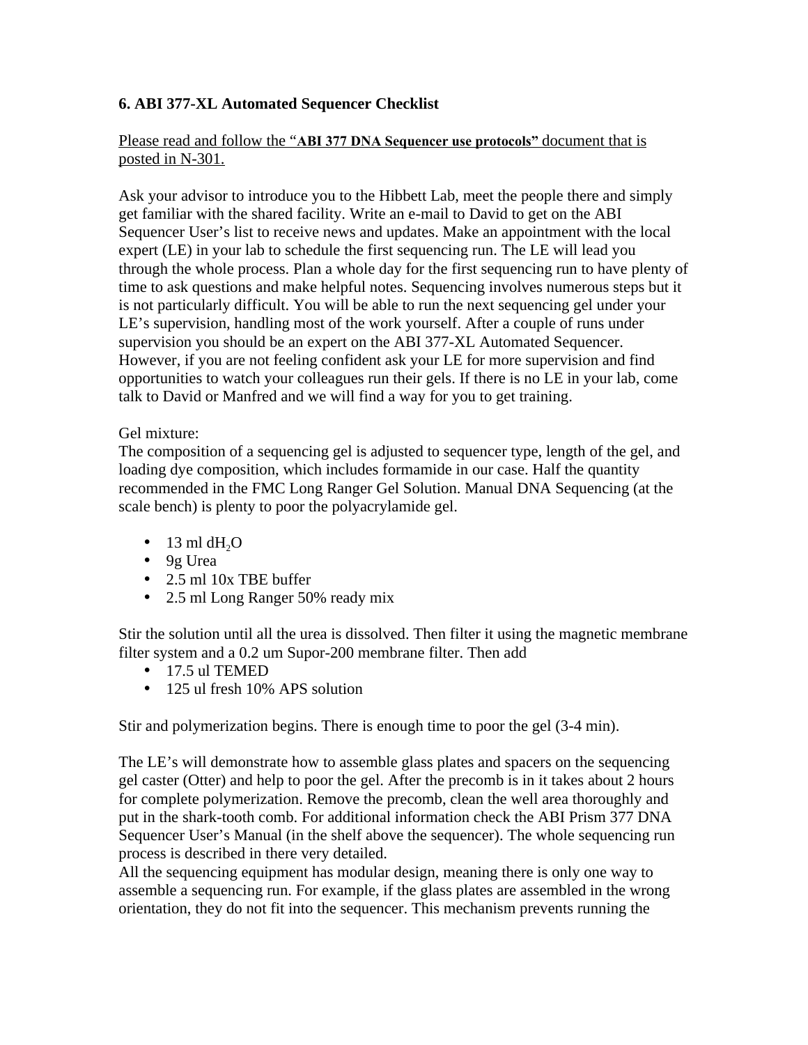### 6. ABI 377-XL Automated Sequencer Checklist

<u>Please read and follow the "**ABI 377 DNA Sequencer use protocols**" document that is posted in N-301.</u>

Ask your advisor to introduce you to the Hibbett Lab, meet the people there and simply get familiar with the shared facility. Write an e-mail to David to get on the ABI Sequencer User's list to receive news and updates. Make an appointment with the local expert (LE) in your lab to schedule the first sequencing run. The LE will lead you through the whole process. Plan a whole day for the first sequencing run to have plenty of time to ask questions and make helpful notes. Sequencing involves numerous steps but it is not particularly difficult. You will be able to run the next sequencing gel under your LE's supervision, handling most of the work yourself. After a couple of runs under supervision you should be an expert on the ABI 377-XL Automated Sequencer. However, if you are not feeling confident ask your LE for more supervision and find opportunities to watch your colleagues run their gels. If there is no LE in your lab, come talk to David or Manfred and we will find a way for you to get training.

Gel mixture:
The composition of a sequencing gel is adjusted to sequencer type, length of the gel, and loading dye composition, which includes formamide in our case. Half the quantity recommended in the FMC Long Ranger Gel Solution. Manual DNA Sequencing (at the scale bench) is plenty to poor the polyacrylamide gel.

- 13 ml d$H_2O$
- 9g Urea
- 2.5 ml 10x TBE buffer
- 2.5 ml Long Ranger 50% ready mix

Stir the solution until all the urea is dissolved. Then filter it using the magnetic membrane filter system and a 0.2 um Supor-200 membrane filter. Then add

- 17.5 ul TEMED
- 125 ul fresh 10% APS solution

Stir and polymerization begins. There is enough time to poor the gel (3-4 min).

The LE's will demonstrate how to assemble glass plates and spacers on the sequencing gel caster (Otter) and help to poor the gel. After the precomb is in it takes about 2 hours for complete polymerization. Remove the precomb, clean the well area thoroughly and put in the shark-tooth comb. For additional information check the ABI Prism 377 DNA Sequencer User's Manual (in the shelf above the sequencer). The whole sequencing run process is described in there very detailed.
All the sequencing equipment has modular design, meaning there is only one way to assemble a sequencing run. For example, if the glass plates are assembled in the wrong orientation, they do not fit into the sequencer. This mechanism prevents running the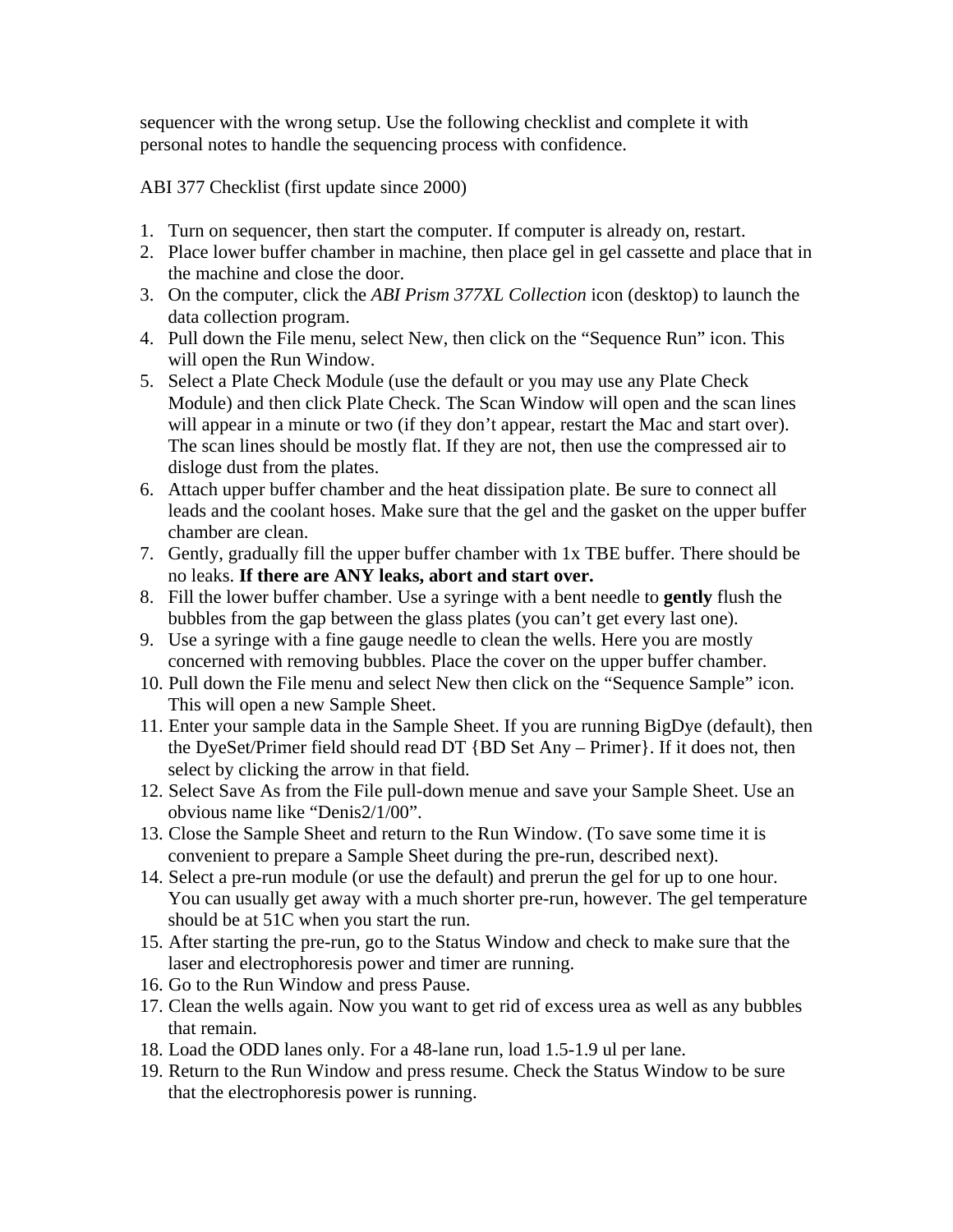sequencer with the wrong setup. Use the following checklist and complete it with personal notes to handle the sequencing process with confidence.

ABI 377 Checklist (first update since 2000)

1. Turn on sequencer, then start the computer. If computer is already on, restart.
2. Place lower buffer chamber in machine, then place gel in gel cassette and place that in the machine and close the door.
3. On the computer, click the *ABI Prism 377XL Collection* icon (desktop) to launch the data collection program.
4. Pull down the File menu, select New, then click on the "Sequence Run" icon. This will open the Run Window.
5. Select a Plate Check Module (use the default or you may use any Plate Check Module) and then click Plate Check. The Scan Window will open and the scan lines will appear in a minute or two (if they don't appear, restart the Mac and start over). The scan lines should be mostly flat. If they are not, then use the compressed air to disloge dust from the plates.
6. Attach upper buffer chamber and the heat dissipation plate. Be sure to connect all leads and the coolant hoses. Make sure that the gel and the gasket on the upper buffer chamber are clean.
7. Gently, gradually fill the upper buffer chamber with 1x TBE buffer. There should be no leaks. **If there are ANY leaks, abort and start over.**
8. Fill the lower buffer chamber. Use a syringe with a bent needle to **gently** flush the bubbles from the gap between the glass plates (you can't get every last one).
9. Use a syringe with a fine gauge needle to clean the wells. Here you are mostly concerned with removing bubbles. Place the cover on the upper buffer chamber.
10. Pull down the File menu and select New then click on the "Sequence Sample" icon. This will open a new Sample Sheet.
11. Enter your sample data in the Sample Sheet. If you are running BigDye (default), then the DyeSet/Primer field should read DT {BD Set Any – Primer}. If it does not, then select by clicking the arrow in that field.
12. Select Save As from the File pull-down menue and save your Sample Sheet. Use an obvious name like "Denis2/1/00".
13. Close the Sample Sheet and return to the Run Window. (To save some time it is convenient to prepare a Sample Sheet during the pre-run, described next).
14. Select a pre-run module (or use the default) and prerun the gel for up to one hour. You can usually get away with a much shorter pre-run, however. The gel temperature should be at 51C when you start the run.
15. After starting the pre-run, go to the Status Window and check to make sure that the laser and electrophoresis power and timer are running.
16. Go to the Run Window and press Pause.
17. Clean the wells again. Now you want to get rid of excess urea as well as any bubbles that remain.
18. Load the ODD lanes only. For a 48-lane run, load 1.5-1.9 ul per lane.
19. Return to the Run Window and press resume. Check the Status Window to be sure that the electrophoresis power is running.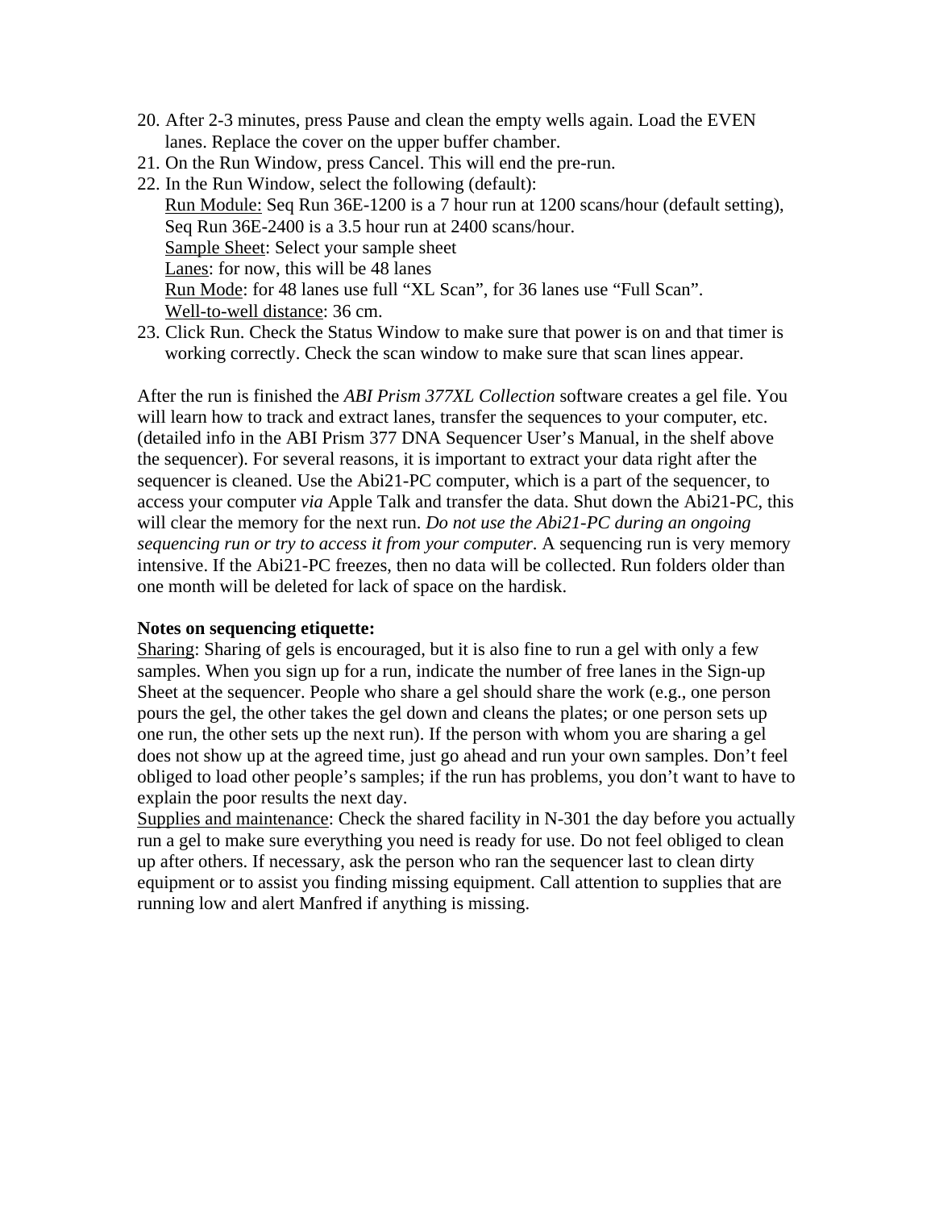20. After 2-3 minutes, press Pause and clean the empty wells again. Load the EVEN lanes. Replace the cover on the upper buffer chamber.
21. On the Run Window, press Cancel. This will end the pre-run.
22. In the Run Window, select the following (default):
    Run Module: Seq Run 36E-1200 is a 7 hour run at 1200 scans/hour (default setting), Seq Run 36E-2400 is a 3.5 hour run at 2400 scans/hour.
    Sample Sheet: Select your sample sheet
    Lanes: for now, this will be 48 lanes
    Run Mode: for 48 lanes use full "XL Scan", for 36 lanes use "Full Scan".
    Well-to-well distance: 36 cm.
23. Click Run. Check the Status Window to make sure that power is on and that timer is working correctly. Check the scan window to make sure that scan lines appear.

After the run is finished the *ABI Prism 377XL Collection* software creates a gel file. You will learn how to track and extract lanes, transfer the sequences to your computer, etc. (detailed info in the ABI Prism 377 DNA Sequencer User's Manual, in the shelf above the sequencer). For several reasons, it is important to extract your data right after the sequencer is cleaned. Use the Abi21-PC computer, which is a part of the sequencer, to access your computer *via* Apple Talk and transfer the data. Shut down the Abi21-PC, this will clear the memory for the next run. *Do not use the Abi21-PC during an ongoing sequencing run or try to access it from your computer*. A sequencing run is very memory intensive. If the Abi21-PC freezes, then no data will be collected. Run folders older than one month will be deleted for lack of space on the hardisk.

**Notes on sequencing etiquette:**

Sharing: Sharing of gels is encouraged, but it is also fine to run a gel with only a few samples. When you sign up for a run, indicate the number of free lanes in the Sign-up Sheet at the sequencer. People who share a gel should share the work (e.g., one person pours the gel, the other takes the gel down and cleans the plates; or one person sets up one run, the other sets up the next run). If the person with whom you are sharing a gel does not show up at the agreed time, just go ahead and run your own samples. Don't feel obliged to load other people's samples; if the run has problems, you don't want to have to explain the poor results the next day.

Supplies and maintenance: Check the shared facility in N-301 the day before you actually run a gel to make sure everything you need is ready for use. Do not feel obliged to clean up after others. If necessary, ask the person who ran the sequencer last to clean dirty equipment or to assist you finding missing equipment. Call attention to supplies that are running low and alert Manfred if anything is missing.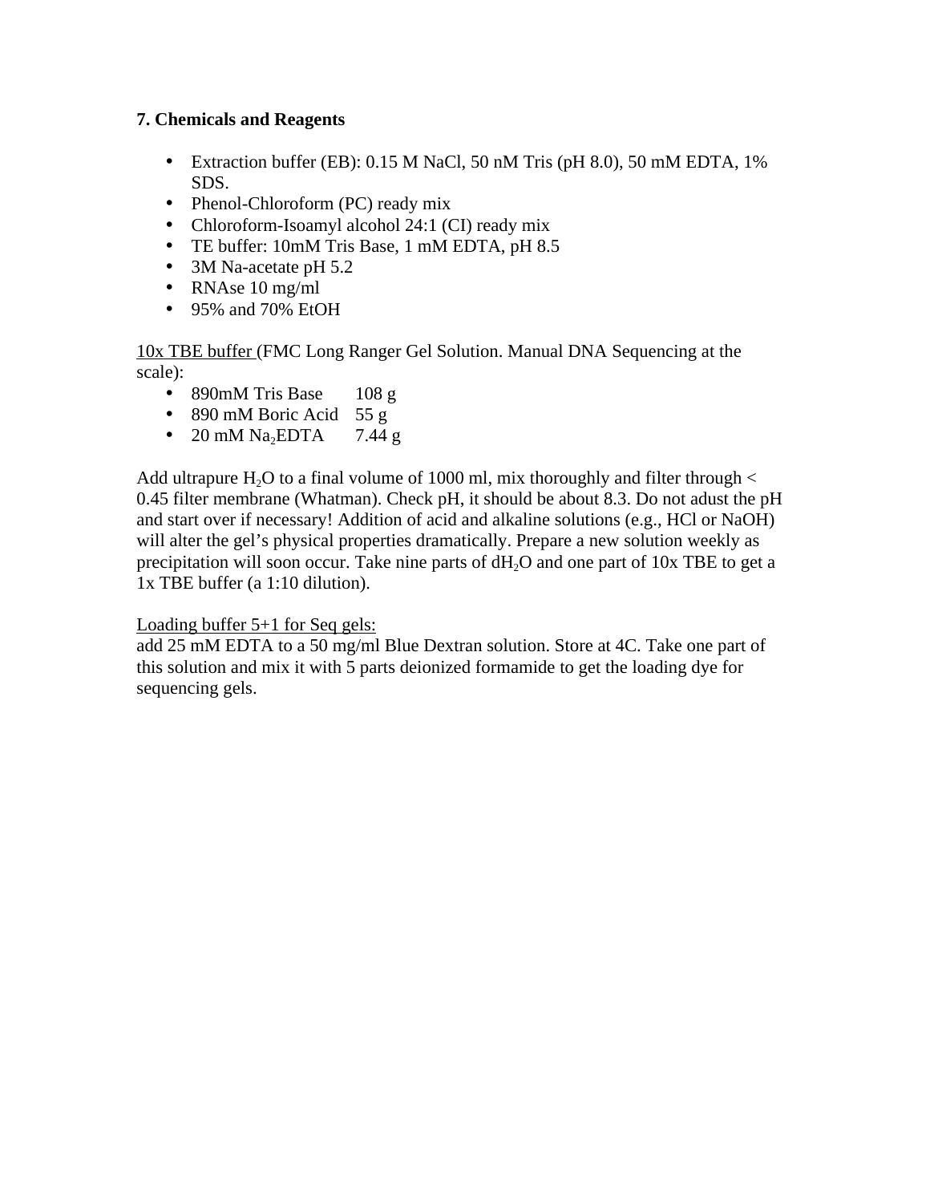**7. Chemicals and Reagents**

- Extraction buffer (EB): 0.15 M NaCl, 50 nM Tris (pH 8.0), 50 mM EDTA, 1% SDS.
- Phenol-Chloroform (PC) ready mix
- Chloroform-Isoamyl alcohol 24:1 (CI) ready mix
- TE buffer: 10mM Tris Base, 1 mM EDTA, pH 8.5
- 3M Na-acetate pH 5.2
- RNAse 10 mg/ml
- 95% and 70% EtOH

<u>10x TBE buffer</u> (FMC Long Ranger Gel Solution. Manual DNA Sequencing at the scale):

- 890mM Tris Base 108 g
- 890 mM Boric Acid 55 g
- 20 mM $Na_2$EDTA 7.44 g

Add ultrapure $H_2O$ to a final volume of 1000 ml, mix thoroughly and filter through < 0.45 filter membrane (Whatman). Check pH, it should be about 8.3. Do not adust the pH and start over if necessary! Addition of acid and alkaline solutions (e.g., HCl or NaOH) will alter the gel's physical properties dramatically. Prepare a new solution weekly as precipitation will soon occur. Take nine parts of $dH_2O$ and one part of 10x TBE to get a 1x TBE buffer (a 1:10 dilution).

<u>Loading buffer 5+1 for Seq gels:</u>
add 25 mM EDTA to a 50 mg/ml Blue Dextran solution. Store at 4C. Take one part of this solution and mix it with 5 parts deionized formamide to get the loading dye for sequencing gels.